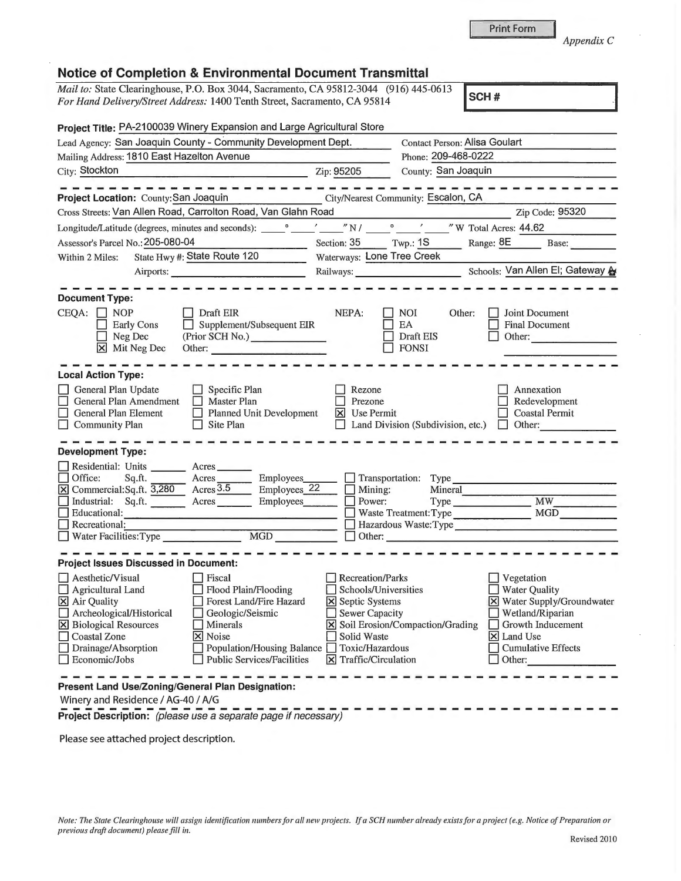Print Form

*Appendix C*

## Notice of Completion & Environmental Document Transmittal

*Mail to:* State Clearinghouse, P.O. Box 3044, Sacramento, CA 95812-3044 (916) 445-0613
*For Hand Delivery/Street Address:* 1400 Tenth Street, Sacramento, CA 95814

**SCH #**

**Project Title:** PA-2100039 Winery Expansion and Large Agricultural Store

Lead Agency: San Joaquin County - Community Development Dept.
Contact Person: Alisa Goulart
Mailing Address: 1810 East Hazelton Avenue
Phone: 209-468-0222
City: Stockton
Zip: 95205
County: San Joaquin

---

**Project Location:** County: San Joaquin
City/Nearest Community: Escalon, CA
Cross Streets: Van Allen Road, Carrolton Road, Van Glahn Road
Zip Code: 95320
Longitude/Latitude (degrees, minutes and seconds): ____° ____′ ____″ N / ____° ____′ ____″ W
Total Acres: 44.62
Assessor's Parcel No.: 205-080-04
Section: 35
Twp.: 1S
Range: 8E
Base: ____
Within 2 Miles: State Hwy #: State Route 120
Waterways: Lone Tree Creek
Airports: ____
Railways: ____
Schools: Van Allen El; Gateway A

---

**Document Type:**

CEQA:
- ☐ NOP
- ☐ Early Cons
- ☐ Neg Dec
- ☒ Mit Neg Dec
- ☐ Draft EIR
- ☐ Supplement/Subsequent EIR (Prior SCH No.) ____
- Other: ____

NEPA:
- ☐ NOI
- ☐ EA
- ☐ Draft EIS
- ☐ FONSI

Other:
- ☐ Joint Document
- ☐ Final Document
- ☐ Other: ____

---

**Local Action Type:**

- ☐ General Plan Update
- ☐ General Plan Amendment
- ☐ General Plan Element
- ☐ Community Plan
- ☐ Specific Plan
- ☐ Master Plan
- ☐ Planned Unit Development
- ☐ Site Plan
- ☐ Rezone
- ☐ Prezone
- ☒ Use Permit
- ☐ Land Division (Subdivision, etc.)
- ☐ Annexation
- ☐ Redevelopment
- ☐ Coastal Permit
- ☐ Other: ____

---

**Development Type:**

- ☐ Residential: Units ____ Acres ____
- ☐ Office: Sq.ft. ____ Acres ____ Employees ____
- ☒ Commercial: Sq.ft. 3,280 Acres 3.5 Employees 22
- ☐ Industrial: Sq.ft. ____ Acres ____ Employees ____
- ☐ Educational: ____
- ☐ Recreational: ____
- ☐ Water Facilities: Type ____ MGD ____
- ☐ Transportation: Type ____
- ☐ Mining: Mineral ____
- ☐ Power: Type ____ MW ____
- ☐ Waste Treatment: Type ____ MGD ____
- ☐ Hazardous Waste: Type ____
- ☐ Other: ____

---

**Project Issues Discussed in Document:**

- ☐ Aesthetic/Visual
- ☐ Agricultural Land
- ☒ Air Quality
- ☐ Archeological/Historical
- ☒ Biological Resources
- ☐ Coastal Zone
- ☐ Drainage/Absorption
- ☐ Economic/Jobs
- ☐ Fiscal
- ☐ Flood Plain/Flooding
- ☐ Forest Land/Fire Hazard
- ☐ Geologic/Seismic
- ☐ Minerals
- ☒ Noise
- ☐ Population/Housing Balance
- ☐ Public Services/Facilities
- ☐ Recreation/Parks
- ☐ Schools/Universities
- ☒ Septic Systems
- ☐ Sewer Capacity
- ☒ Soil Erosion/Compaction/Grading
- ☐ Solid Waste
- ☐ Toxic/Hazardous
- ☒ Traffic/Circulation
- ☐ Vegetation
- ☐ Water Quality
- ☒ Water Supply/Groundwater
- ☐ Wetland/Riparian
- ☐ Growth Inducement
- ☒ Land Use
- ☐ Cumulative Effects
- ☐ Other: ____

---

**Present Land Use/Zoning/General Plan Designation:**

Winery and Residence / AG-40 / A/G

**Project Description:** *(please use a separate page if necessary)*

Please see attached project description.

*Note: The State Clearinghouse will assign identification numbers for all new projects. If a SCH number already exists for a project (e.g. Notice of Preparation or previous draft document) please fill in.*

Revised 2010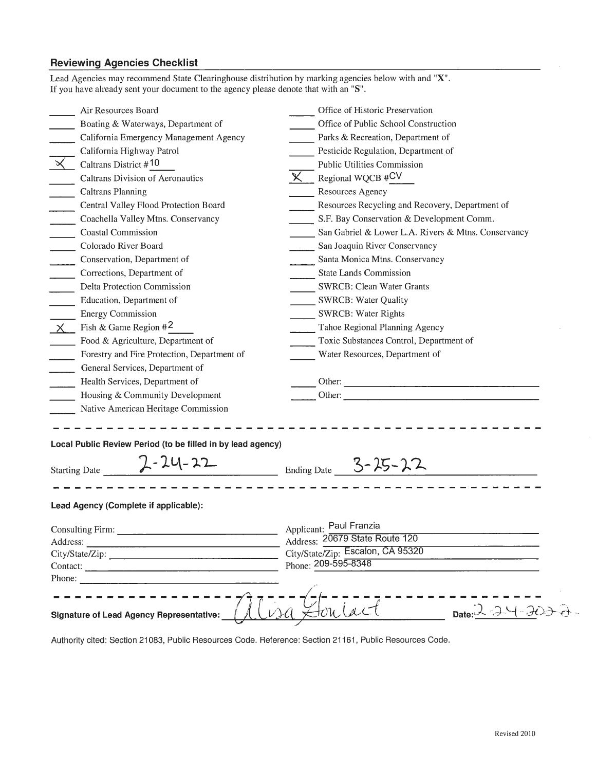## Reviewing Agencies Checklist

Lead Agencies may recommend State Clearinghouse distribution by marking agencies below with and "**X**".
If you have already sent your document to the agency please denote that with an "**S**".

| | | | |
|---|---|---|---|
| ___ | Air Resources Board | ___ | Office of Historic Preservation |
| ___ | Boating & Waterways, Department of | ___ | Office of Public School Construction |
| ___ | California Emergency Management Agency | ___ | Parks & Recreation, Department of |
| ___ | California Highway Patrol | ___ | Pesticide Regulation, Department of |
| X | Caltrans District #10 | ___ | Public Utilities Commission |
| ___ | Caltrans Division of Aeronautics | X | Regional WQCB #CV |
| ___ | Caltrans Planning | ___ | Resources Agency |
| ___ | Central Valley Flood Protection Board | ___ | Resources Recycling and Recovery, Department of |
| ___ | Coachella Valley Mtns. Conservancy | ___ | S.F. Bay Conservation & Development Comm. |
| ___ | Coastal Commission | ___ | San Gabriel & Lower L.A. Rivers & Mtns. Conservancy |
| ___ | Colorado River Board | ___ | San Joaquin River Conservancy |
| ___ | Conservation, Department of | ___ | Santa Monica Mtns. Conservancy |
| ___ | Corrections, Department of | ___ | State Lands Commission |
| ___ | Delta Protection Commission | ___ | SWRCB: Clean Water Grants |
| ___ | Education, Department of | ___ | SWRCB: Water Quality |
| ___ | Energy Commission | ___ | SWRCB: Water Rights |
| X | Fish & Game Region #2 | ___ | Tahoe Regional Planning Agency |
| ___ | Food & Agriculture, Department of | ___ | Toxic Substances Control, Department of |
| ___ | Forestry and Fire Protection, Department of | ___ | Water Resources, Department of |
| ___ | General Services, Department of | | |
| ___ | Health Services, Department of | ___ | Other: |
| ___ | Housing & Community Development | ___ | Other: |
| ___ | Native American Heritage Commission | | |

---

**Local Public Review Period (to be filled in by lead agency)**

Starting Date 2-24-22 Ending Date 3-25-22

---

**Lead Agency (Complete if applicable):**

| | |
|---|---|
| Consulting Firm: | Applicant: Paul Franzia |
| Address: | Address: 20679 State Route 120 |
| City/State/Zip: | City/State/Zip: Escalon, CA 95320 |
| Contact: | Phone: 209-595-8348 |
| Phone: | |

---

**Signature of Lead Agency Representative:** Alisa Goulart **Date:** 2-24-2022

Authority cited: Section 21083, Public Resources Code. Reference: Section 21161, Public Resources Code.

Revised 2010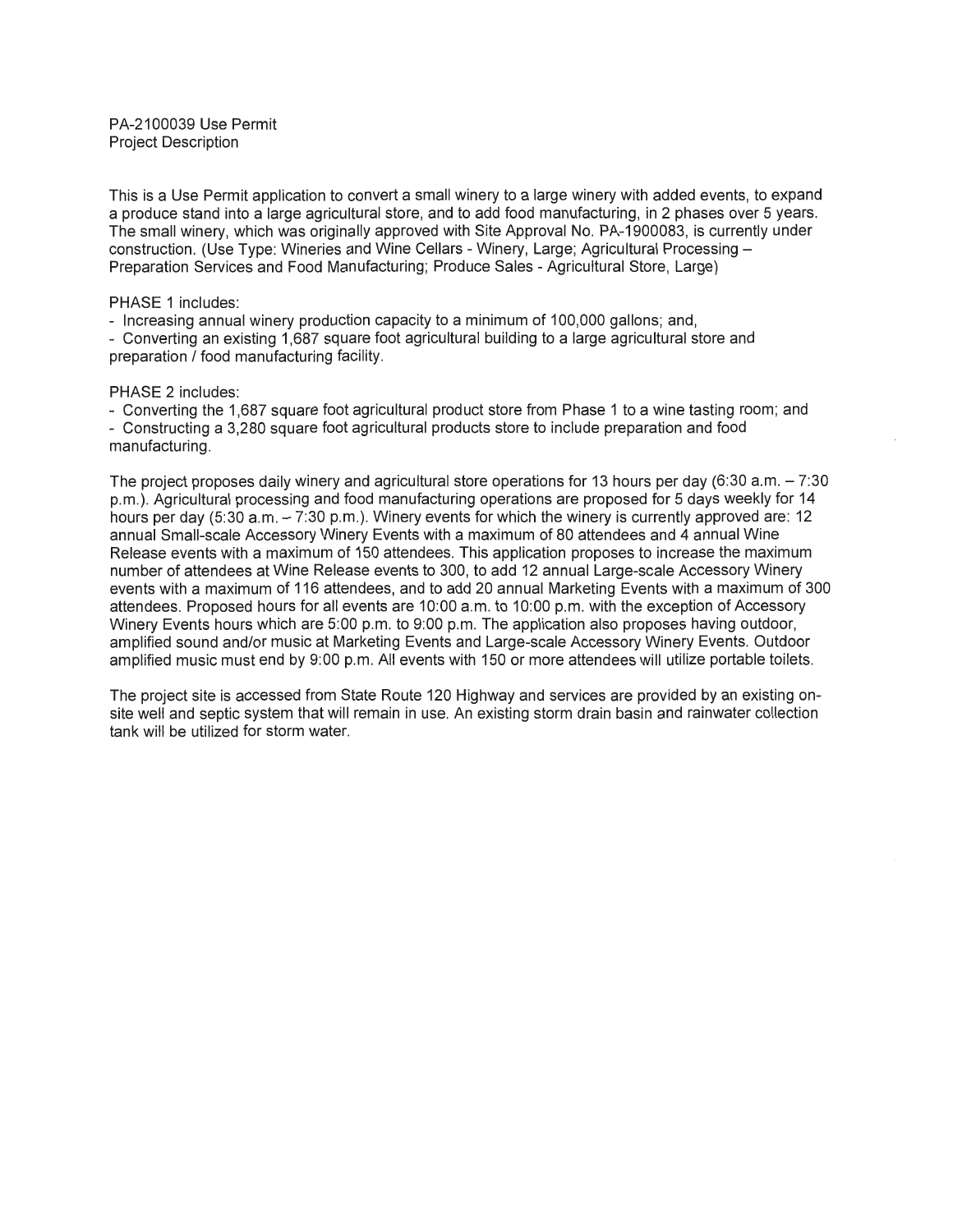PA-2100039 Use Permit
Project Description

This is a Use Permit application to convert a small winery to a large winery with added events, to expand a produce stand into a large agricultural store, and to add food manufacturing, in 2 phases over 5 years. The small winery, which was originally approved with Site Approval No. PA-1900083, is currently under construction. (Use Type: Wineries and Wine Cellars - Winery, Large; Agricultural Processing – Preparation Services and Food Manufacturing; Produce Sales - Agricultural Store, Large)

PHASE 1 includes:

- Increasing annual winery production capacity to a minimum of 100,000 gallons; and,
- Converting an existing 1,687 square foot agricultural building to a large agricultural store and preparation / food manufacturing facility.

PHASE 2 includes:

- Converting the 1,687 square foot agricultural product store from Phase 1 to a wine tasting room; and
- Constructing a 3,280 square foot agricultural products store to include preparation and food manufacturing.

The project proposes daily winery and agricultural store operations for 13 hours per day (6:30 a.m. – 7:30 p.m.). Agricultural processing and food manufacturing operations are proposed for 5 days weekly for 14 hours per day (5:30 a.m. – 7:30 p.m.). Winery events for which the winery is currently approved are: 12 annual Small-scale Accessory Winery Events with a maximum of 80 attendees and 4 annual Wine Release events with a maximum of 150 attendees. This application proposes to increase the maximum number of attendees at Wine Release events to 300, to add 12 annual Large-scale Accessory Winery events with a maximum of 116 attendees, and to add 20 annual Marketing Events with a maximum of 300 attendees. Proposed hours for all events are 10:00 a.m. to 10:00 p.m. with the exception of Accessory Winery Events hours which are 5:00 p.m. to 9:00 p.m. The application also proposes having outdoor, amplified sound and/or music at Marketing Events and Large-scale Accessory Winery Events. Outdoor amplified music must end by 9:00 p.m. All events with 150 or more attendees will utilize portable toilets.

The project site is accessed from State Route 120 Highway and services are provided by an existing on-site well and septic system that will remain in use. An existing storm drain basin and rainwater collection tank will be utilized for storm water.